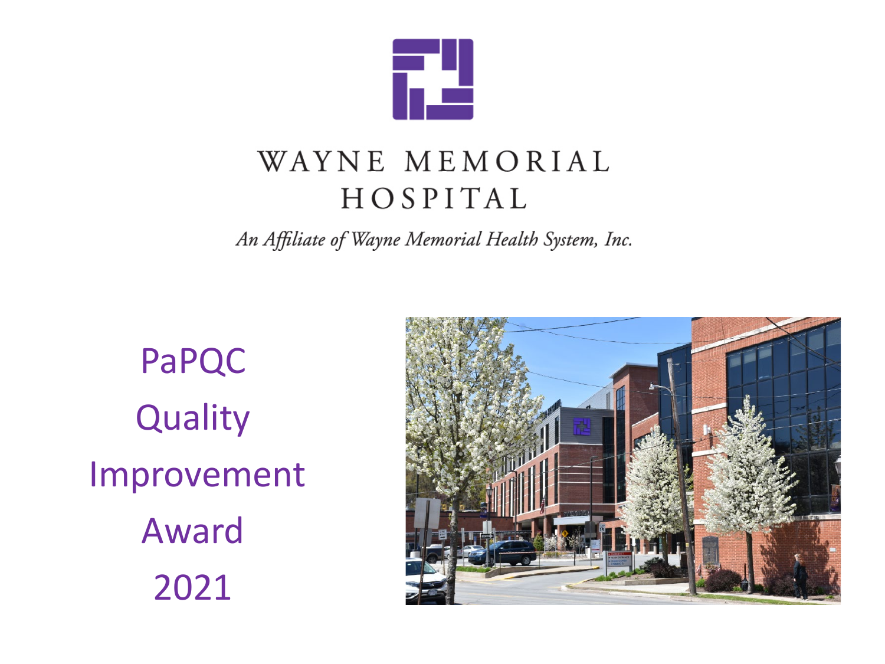# WAYNE MEMORIAL HOSPITAL

*An Affiliate of Wayne Memorial Health System, Inc.*

## PaPQC Quality Improvement Award 2021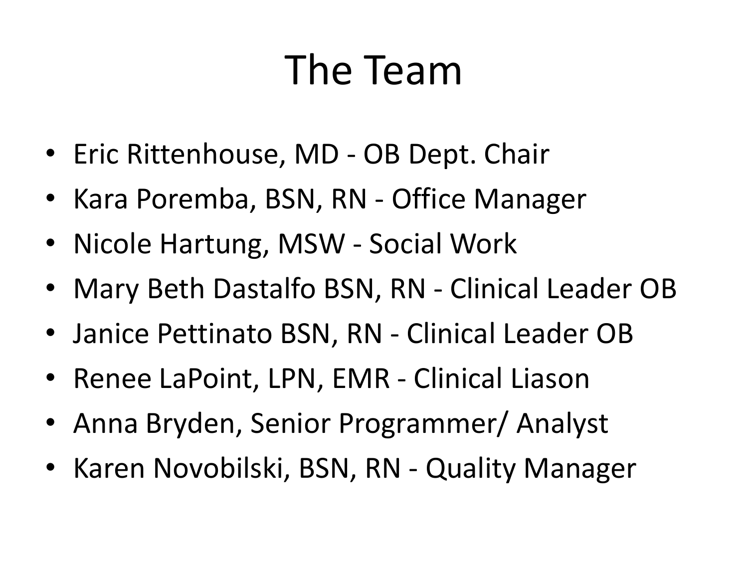# The Team

- Eric Rittenhouse, MD - OB Dept. Chair
- Kara Poremba, BSN, RN - Office Manager
- Nicole Hartung, MSW - Social Work
- Mary Beth Dastalfo BSN, RN - Clinical Leader OB
- Janice Pettinato BSN, RN - Clinical Leader OB
- Renee LaPoint, LPN, EMR - Clinical Liason
- Anna Bryden, Senior Programmer/ Analyst
- Karen Novobilski, BSN, RN - Quality Manager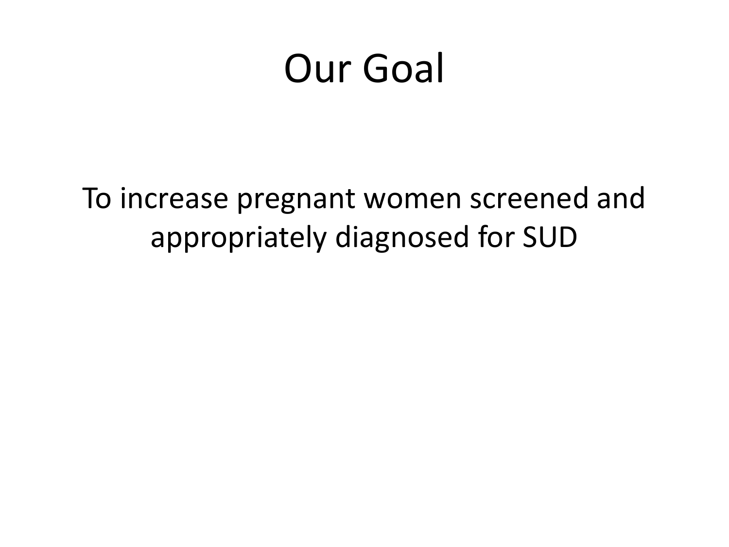# Our Goal

To increase pregnant women screened and appropriately diagnosed for SUD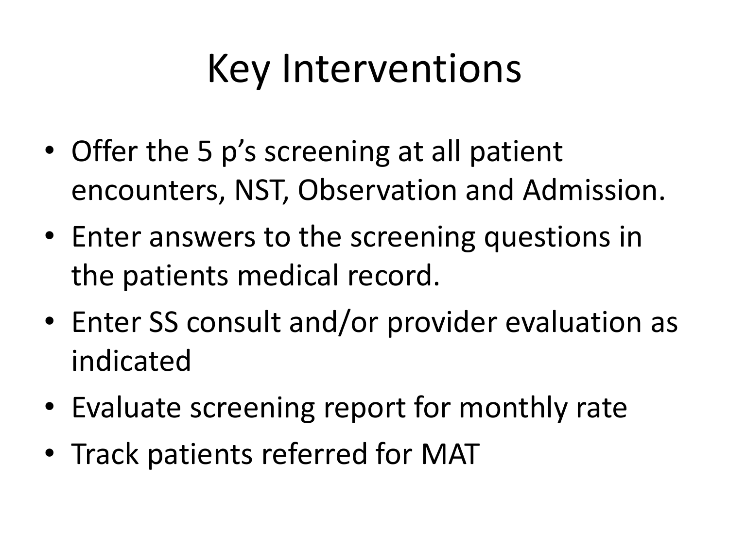# Key Interventions

- Offer the 5 p’s screening at all patient encounters, NST, Observation and Admission.
- Enter answers to the screening questions in the patients medical record.
- Enter SS consult and/or provider evaluation as indicated
- Evaluate screening report for monthly rate
- Track patients referred for MAT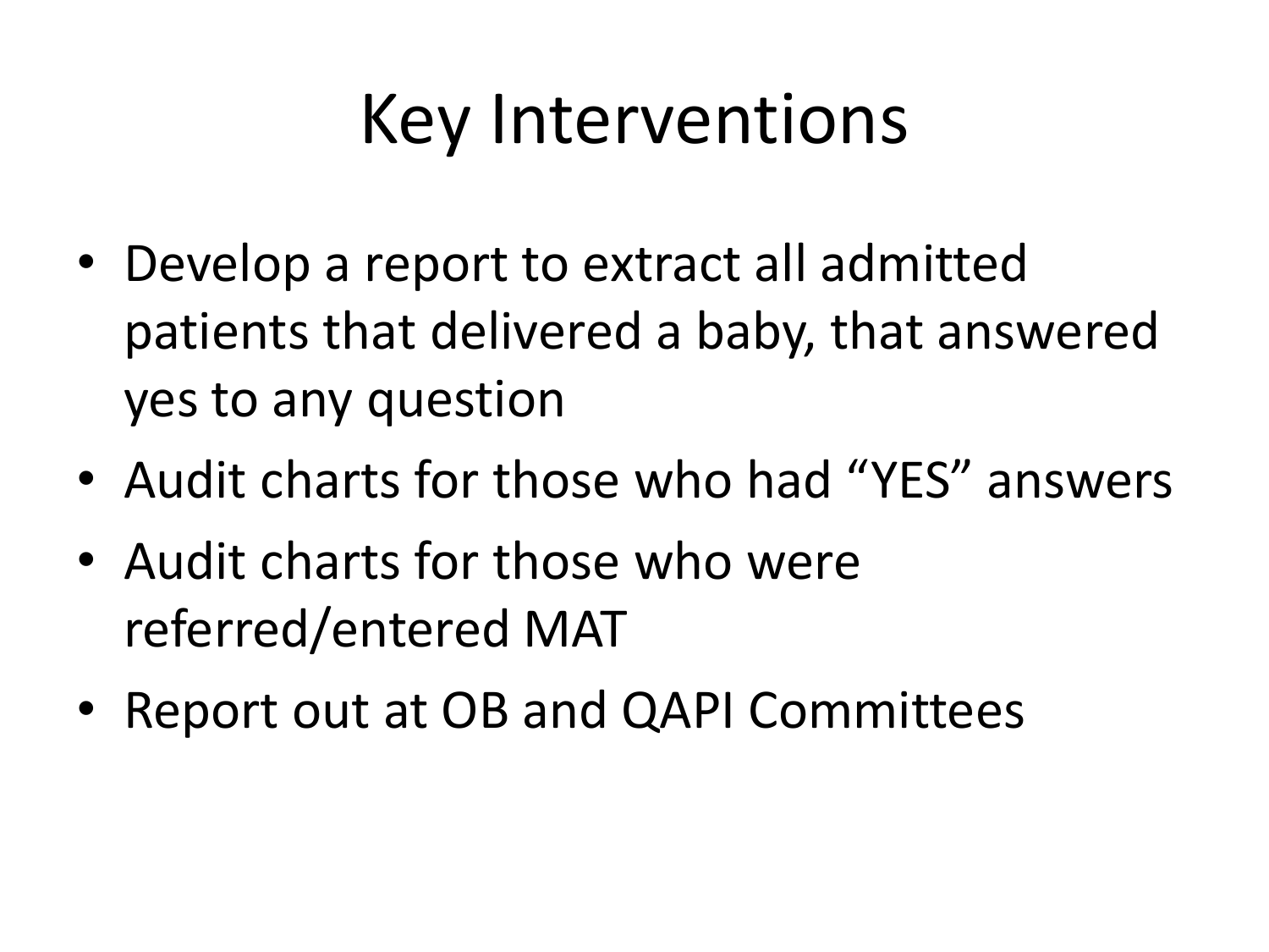# Key Interventions

- Develop a report to extract all admitted patients that delivered a baby, that answered yes to any question
- Audit charts for those who had “YES” answers
- Audit charts for those who were referred/entered MAT
- Report out at OB and QAPI Committees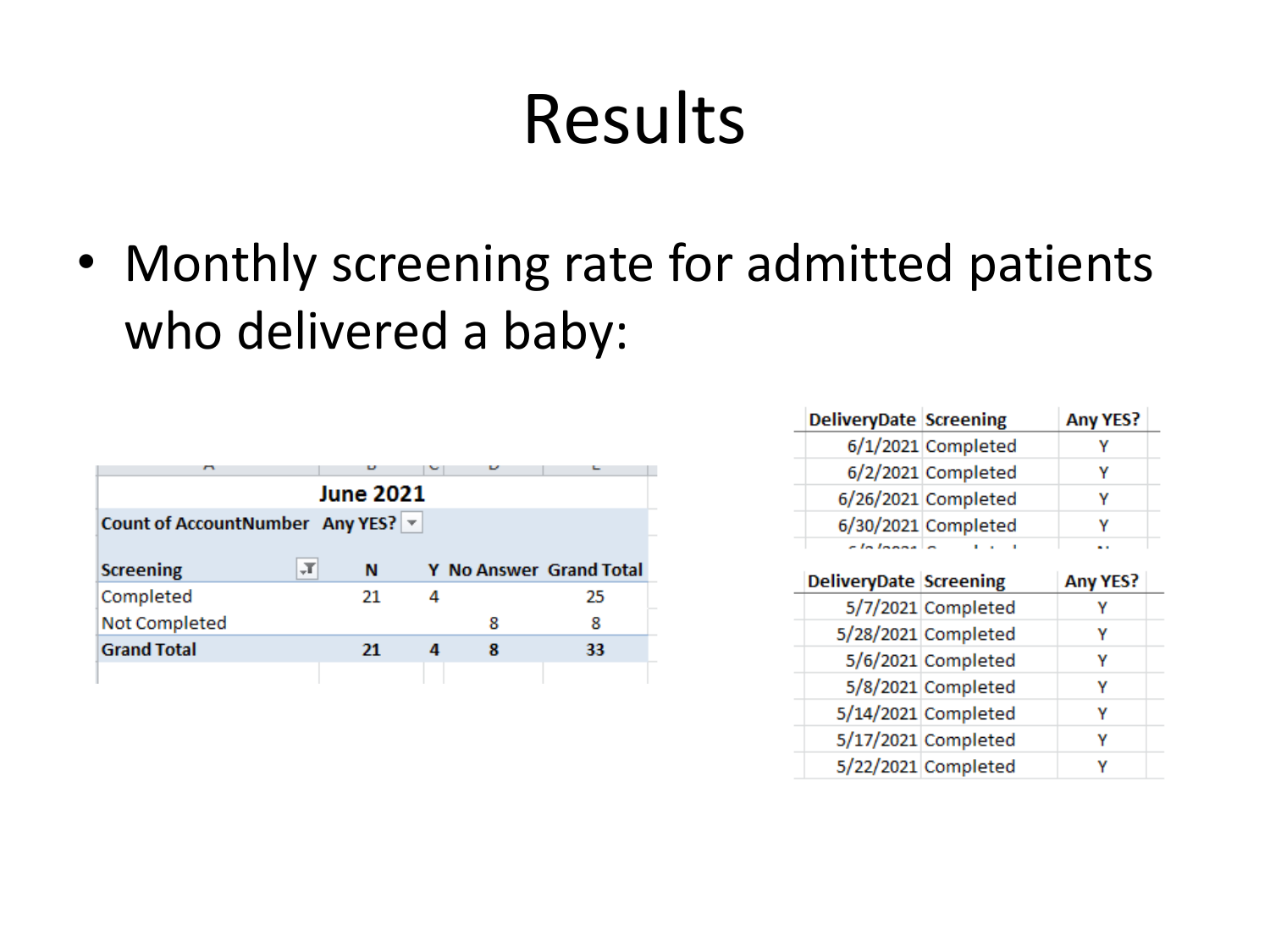# Results

- Monthly screening rate for admitted patients who delivered a baby:

| June 2021 | | | | |
|---|---|---|---|---|
| Count of AccountNumber | Any YES? | | | |
| Screening | N | Y | No Answer | Grand Total |
| Completed | 21 | 4 | | 25 |
| Not Completed | | | 8 | 8 |
| **Grand Total** | **21** | **4** | **8** | **33** |

| DeliveryDate | Screening | Any YES? |
|---|---|---|
| 6/1/2021 | Completed | Y |
| 6/2/2021 | Completed | Y |
| 6/26/2021 | Completed | Y |
| 6/30/2021 | Completed | Y |

| DeliveryDate | Screening | Any YES? |
|---|---|---|
| 5/7/2021 | Completed | Y |
| 5/28/2021 | Completed | Y |
| 5/6/2021 | Completed | Y |
| 5/8/2021 | Completed | Y |
| 5/14/2021 | Completed | Y |
| 5/17/2021 | Completed | Y |
| 5/22/2021 | Completed | Y |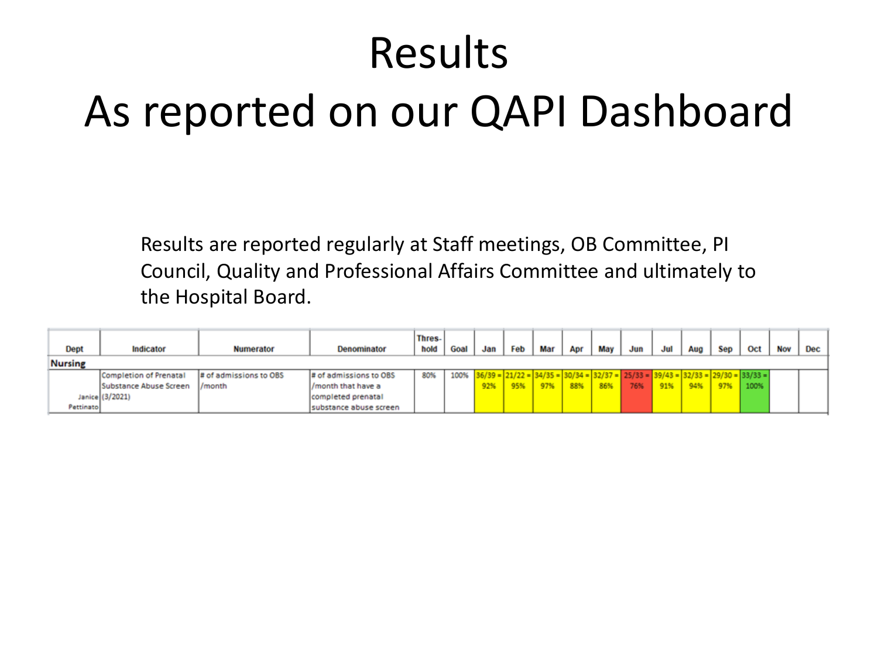# Results

# As reported on our QAPI Dashboard

Results are reported regularly at Staff meetings, OB Committee, PI Council, Quality and Professional Affairs Committee and ultimately to the Hospital Board.

| Dept | Indicator | Numerator | Denominator | Thres-hold | Goal | Jan | Feb | Mar | Apr | May | Jun | Jul | Aug | Sep | Oct | Nov | Dec |
|---|---|---|---|---|---|---|---|---|---|---|---|---|---|---|---|---|---|
| **Nursing** | | | | | | | | | | | | | | | | | |
| Janice Pettinato | Completion of Prenatal Substance Abuse Screen (3/2021) | # of admissions to OBS /month | # of admissions to OBS /month that have a completed prenatal substance abuse screen | 80% | 100% | 36/39 = 92% | 21/22 = 95% | 34/35 = 97% | 30/34 = 88% | 32/37 = 86% | 25/33 = 76% | 39/43 = 91% | 32/33 = 94% | 29/30 = 97% | 33/33 = 100% | | |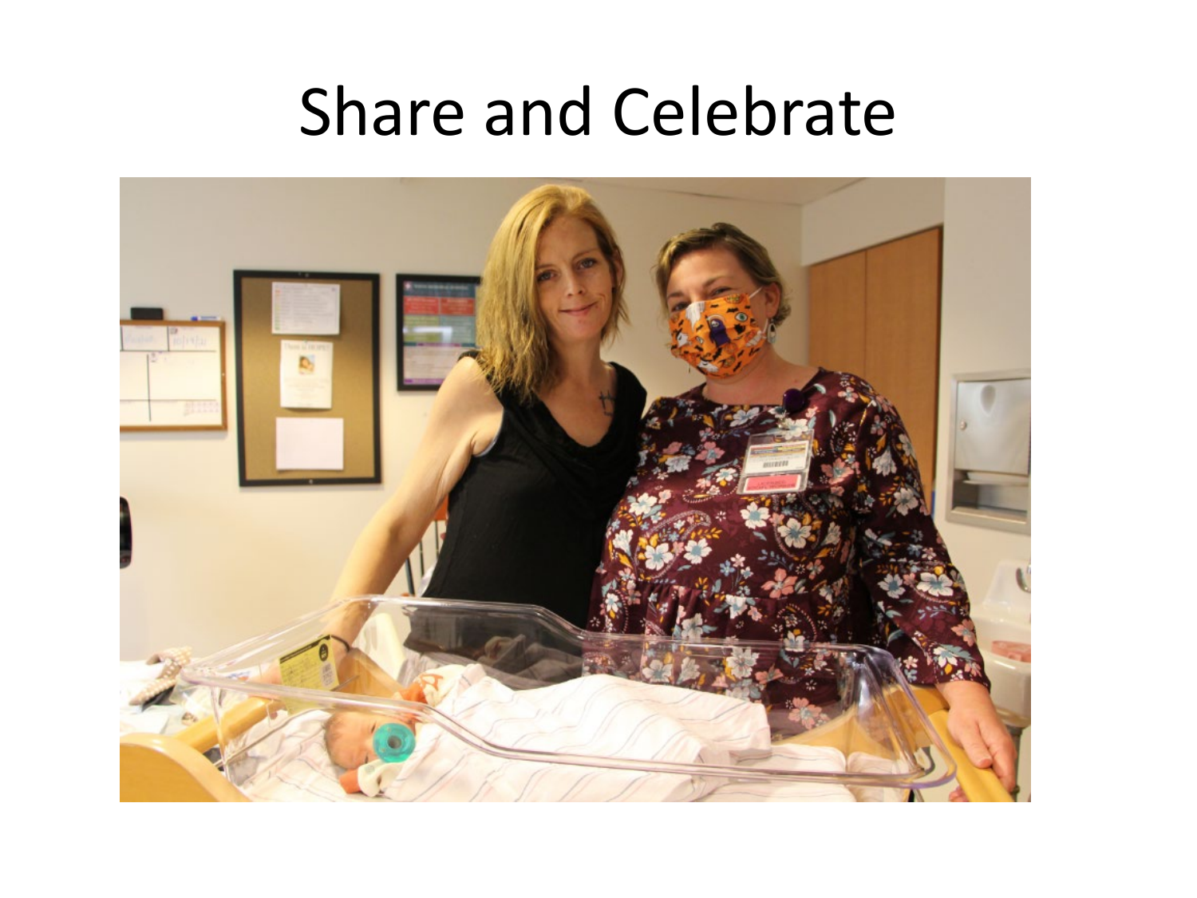# Share and Celebrate